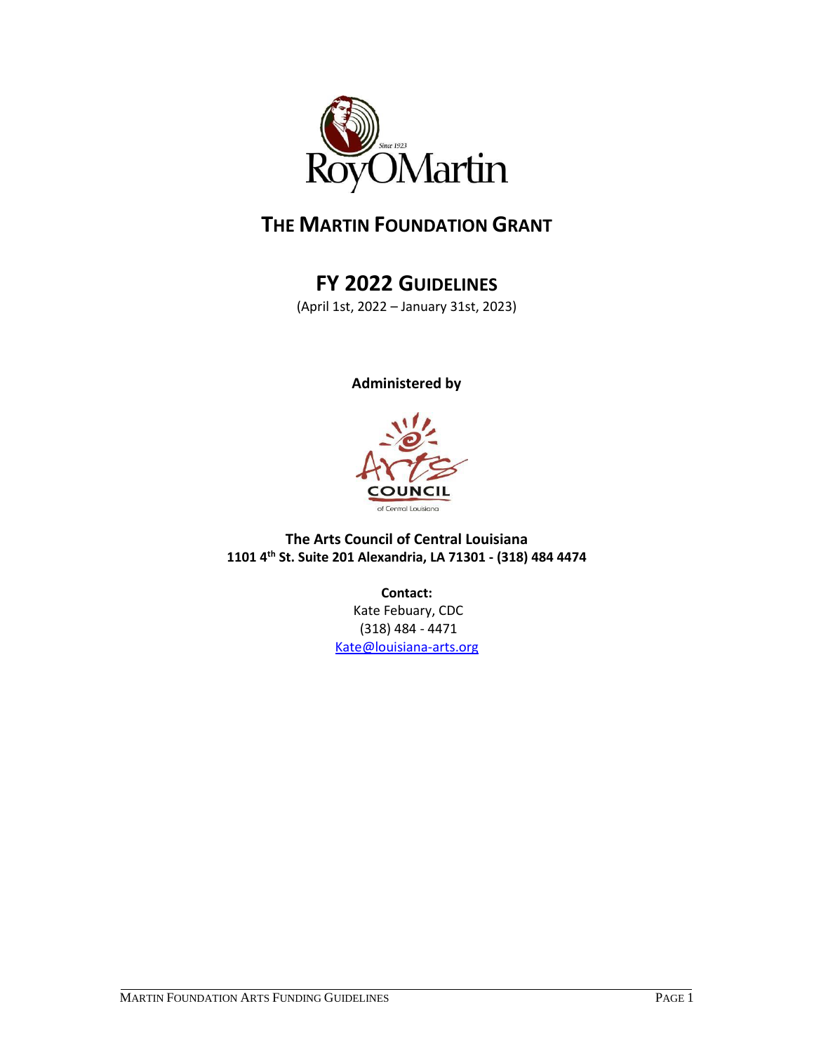# THE MARTIN FOUNDATION GRANT

## FY 2022 GUIDELINES

(April 1st, 2022 – January 31st, 2023)

**Administered by**

**The Arts Council of Central Louisiana**
**1101 4th St. Suite 201 Alexandria, LA 71301 - (318) 484 4474**

**Contact:**
Kate Febuary, CDC
(318) 484 - 4471
Kate@louisiana-arts.org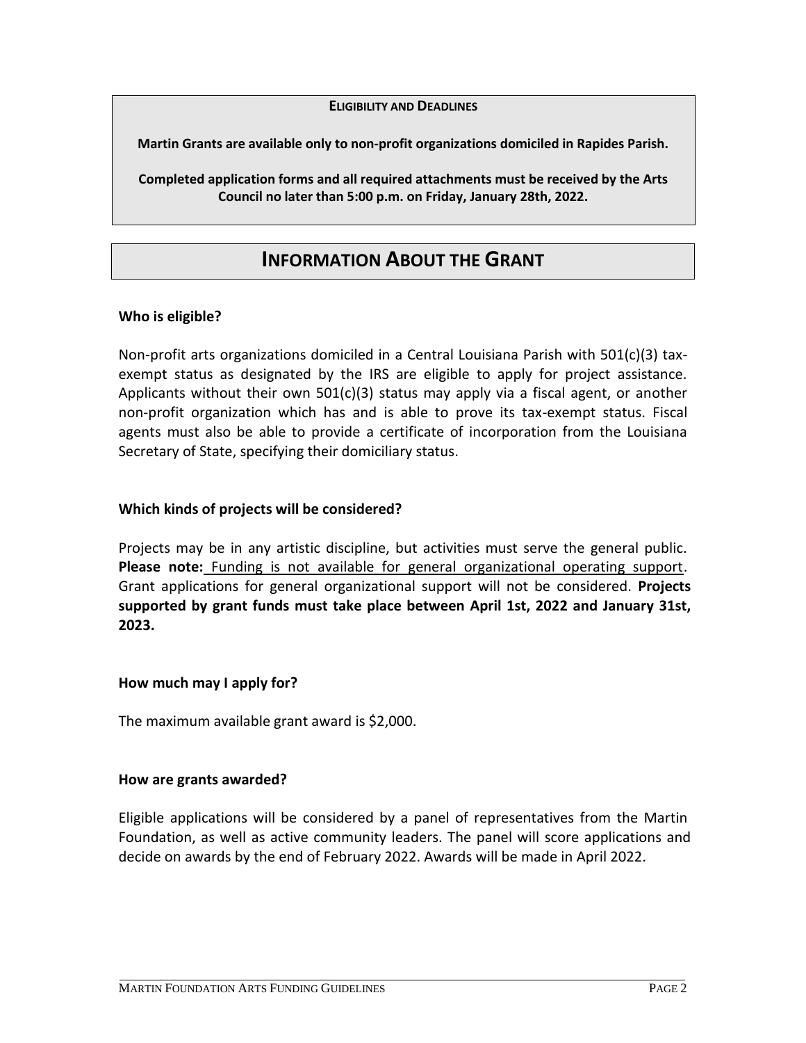**ELIGIBILITY AND DEADLINES**

**Martin Grants are available only to non-profit organizations domiciled in Rapides Parish.**

**Completed application forms and all required attachments must be received by the Arts Council no later than 5:00 p.m. on Friday, January 28th, 2022.**

# INFORMATION ABOUT THE GRANT

**Who is eligible?**

Non-profit arts organizations domiciled in a Central Louisiana Parish with 501(c)(3) tax-exempt status as designated by the IRS are eligible to apply for project assistance. Applicants without their own 501(c)(3) status may apply via a fiscal agent, or another non-profit organization which has and is able to prove its tax-exempt status. Fiscal agents must also be able to provide a certificate of incorporation from the Louisiana Secretary of State, specifying their domiciliary status.

**Which kinds of projects will be considered?**

Projects may be in any artistic discipline, but activities must serve the general public. **Please note:** Funding is not available for general organizational operating support. Grant applications for general organizational support will not be considered. **Projects supported by grant funds must take place between April 1st, 2022 and January 31st, 2023.**

**How much may I apply for?**

The maximum available grant award is $2,000.

**How are grants awarded?**

Eligible applications will be considered by a panel of representatives from the Martin Foundation, as well as active community leaders. The panel will score applications and decide on awards by the end of February 2022. Awards will be made in April 2022.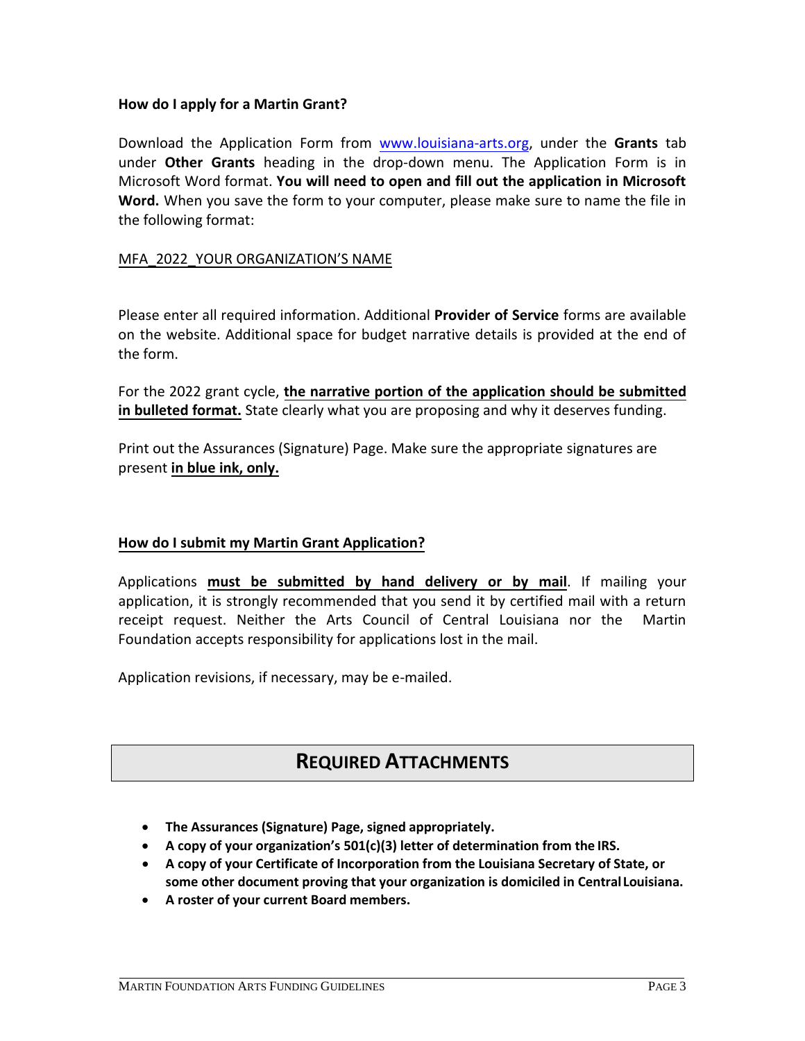**How do I apply for a Martin Grant?**

Download the Application Form from [www.louisiana-arts.org](http://www.louisiana-arts.org), under the **Grants** tab under **Other Grants** heading in the drop-down menu. The Application Form is in Microsoft Word format. **You will need to open and fill out the application in Microsoft Word.** When you save the form to your computer, please make sure to name the file in the following format:

<u>MFA_2022_YOUR ORGANIZATION'S NAME</u>

Please enter all required information. Additional **Provider of Service** forms are available on the website. Additional space for budget narrative details is provided at the end of the form.

For the 2022 grant cycle, **<u>the narrative portion of the application should be submitted in bulleted format.</u>** State clearly what you are proposing and why it deserves funding.

Print out the Assurances (Signature) Page. Make sure the appropriate signatures are present **<u>in blue ink, only.</u>**

**<u>How do I submit my Martin Grant Application?</u>**

Applications **<u>must be submitted by hand delivery or by mail</u>**. If mailing your application, it is strongly recommended that you send it by certified mail with a return receipt request. Neither the Arts Council of Central Louisiana nor the Martin Foundation accepts responsibility for applications lost in the mail.

Application revisions, if necessary, may be e-mailed.

## REQUIRED ATTACHMENTS

- **The Assurances (Signature) Page, signed appropriately.**
- **A copy of your organization's 501(c)(3) letter of determination from the IRS.**
- **A copy of your Certificate of Incorporation from the Louisiana Secretary of State, or some other document proving that your organization is domiciled in Central Louisiana.**
- **A roster of your current Board members.**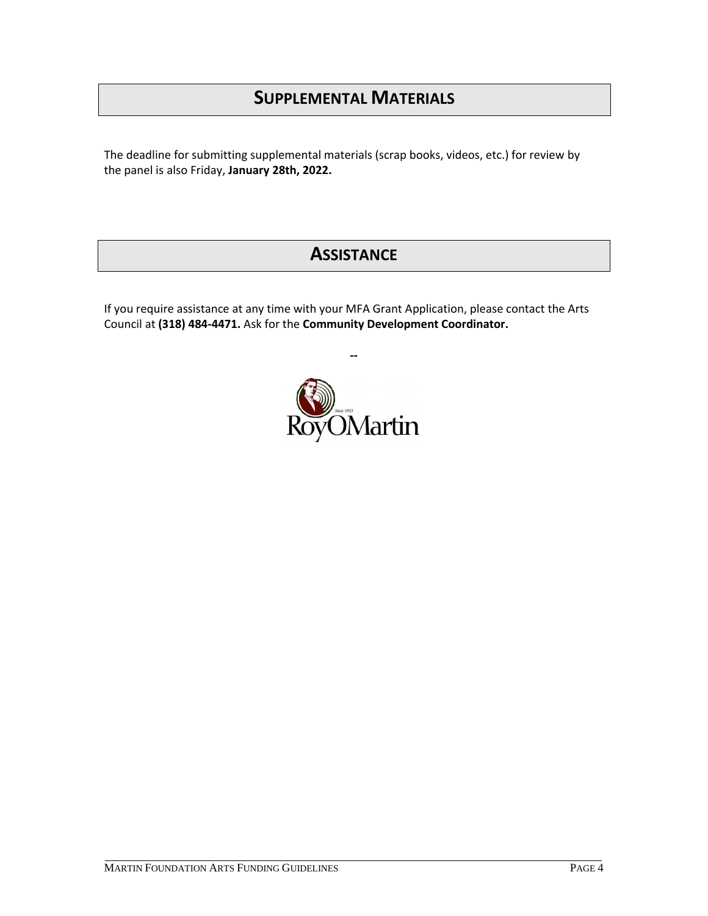## SUPPLEMENTAL MATERIALS

The deadline for submitting supplemental materials (scrap books, videos, etc.) for review by the panel is also Friday, **January 28th, 2022.**

## ASSISTANCE

If you require assistance at any time with your MFA Grant Application, please contact the Arts Council at **(318) 484-4471.** Ask for the **Community Development Coordinator.**

--

Since 1923

RoyOMartin